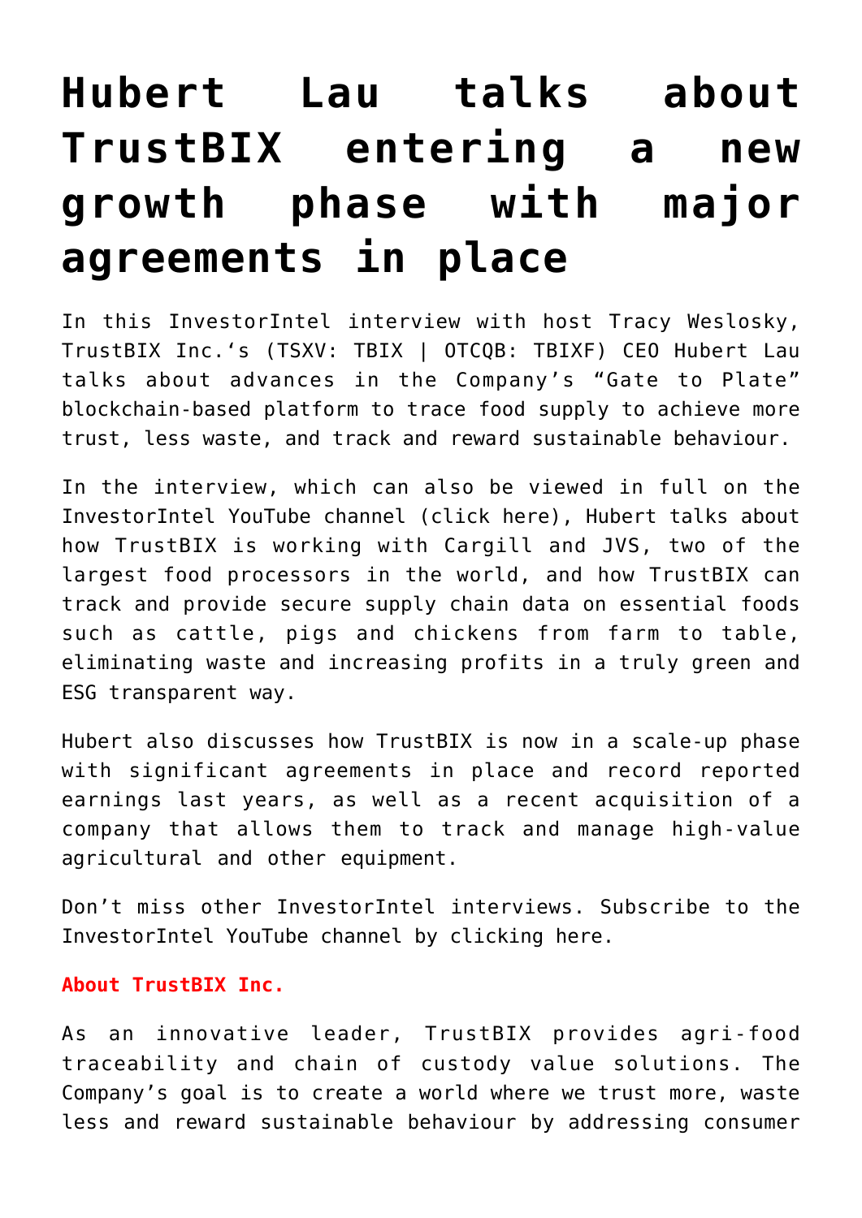# Hubert Lau talks about TrustBIX entering a new growth phase with major agreements in place

In this InvestorIntel interview with host Tracy Weslosky, TrustBIX Inc.'s (TSXV: TBIX | OTCQB: TBIXF) CEO Hubert Lau talks about advances in the Company's "Gate to Plate" blockchain-based platform to trace food supply to achieve more trust, less waste, and track and reward sustainable behaviour.

In the interview, which can also be viewed in full on the InvestorIntel YouTube channel (click here), Hubert talks about how TrustBIX is working with Cargill and JVS, two of the largest food processors in the world, and how TrustBIX can track and provide secure supply chain data on essential foods such as cattle, pigs and chickens from farm to table, eliminating waste and increasing profits in a truly green and ESG transparent way.

Hubert also discusses how TrustBIX is now in a scale-up phase with significant agreements in place and record reported earnings last years, as well as a recent acquisition of a company that allows them to track and manage high-value agricultural and other equipment.

Don't miss other InvestorIntel interviews. Subscribe to the InvestorIntel YouTube channel by clicking here.

**About TrustBIX Inc.**

As an innovative leader, TrustBIX provides agri-food traceability and chain of custody value solutions. The Company's goal is to create a world where we trust more, waste less and reward sustainable behaviour by addressing consumer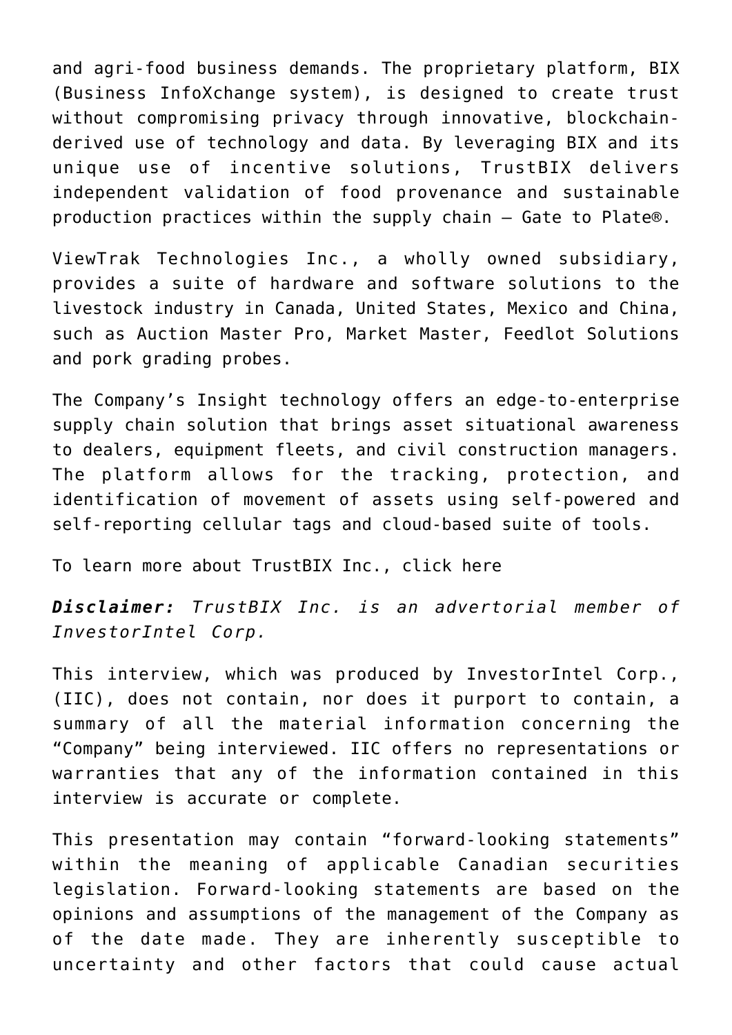and agri-food business demands. The proprietary platform, BIX (Business InfoXchange system), is designed to create trust without compromising privacy through innovative, blockchain-derived use of technology and data. By leveraging BIX and its unique use of incentive solutions, TrustBIX delivers independent validation of food provenance and sustainable production practices within the supply chain – Gate to Plate®.

ViewTrak Technologies Inc., a wholly owned subsidiary, provides a suite of hardware and software solutions to the livestock industry in Canada, United States, Mexico and China, such as Auction Master Pro, Market Master, Feedlot Solutions and pork grading probes.

The Company's Insight technology offers an edge-to-enterprise supply chain solution that brings asset situational awareness to dealers, equipment fleets, and civil construction managers. The platform allows for the tracking, protection, and identification of movement of assets using self-powered and self-reporting cellular tags and cloud-based suite of tools.

To learn more about TrustBIX Inc., click here

***Disclaimer:*** *TrustBIX Inc. is an advertorial member of InvestorIntel Corp.*

This interview, which was produced by InvestorIntel Corp., (IIC), does not contain, nor does it purport to contain, a summary of all the material information concerning the "Company" being interviewed. IIC offers no representations or warranties that any of the information contained in this interview is accurate or complete.

This presentation may contain "forward-looking statements" within the meaning of applicable Canadian securities legislation. Forward-looking statements are based on the opinions and assumptions of the management of the Company as of the date made. They are inherently susceptible to uncertainty and other factors that could cause actual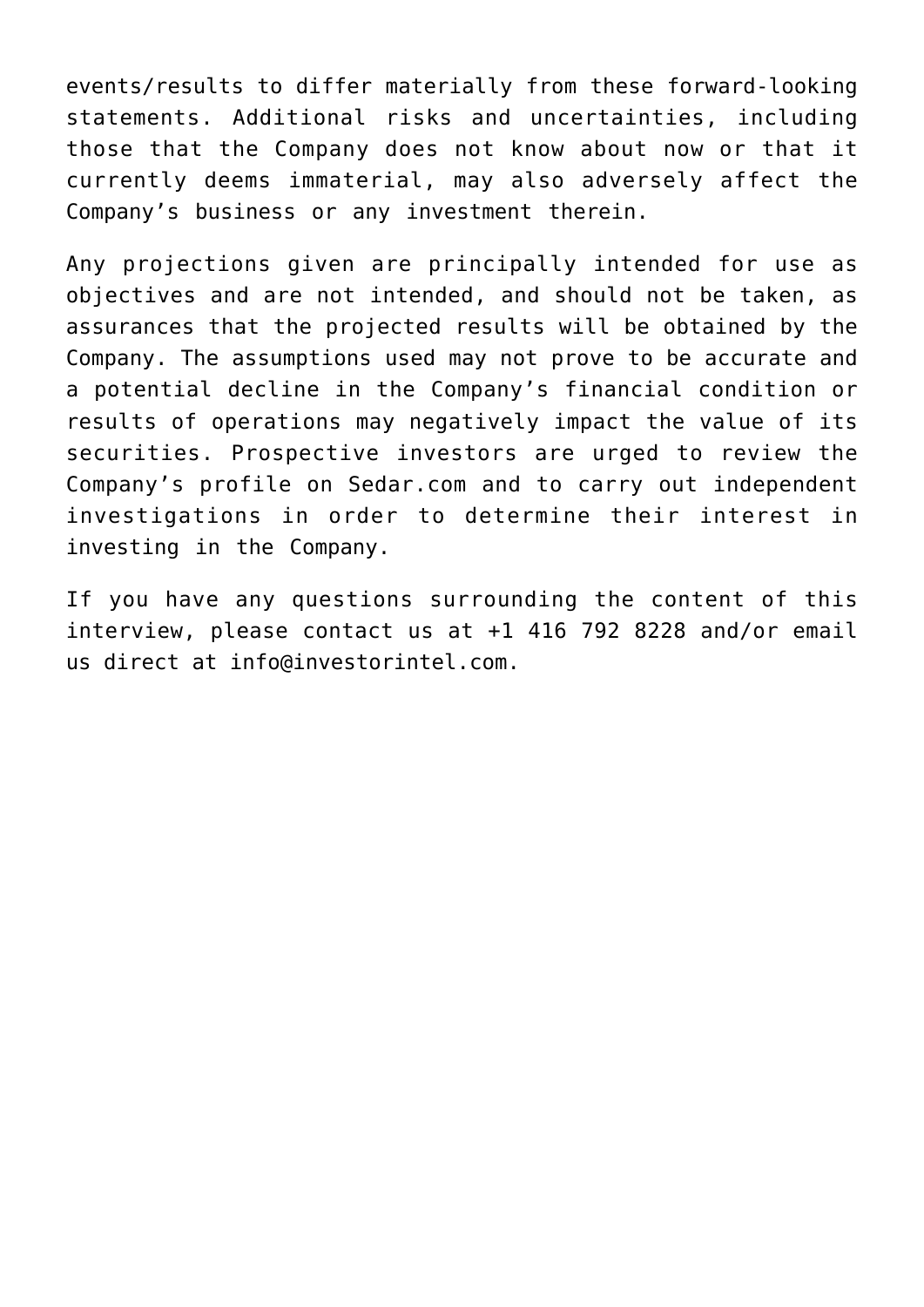events/results to differ materially from these forward-looking statements. Additional risks and uncertainties, including those that the Company does not know about now or that it currently deems immaterial, may also adversely affect the Company's business or any investment therein.

Any projections given are principally intended for use as objectives and are not intended, and should not be taken, as assurances that the projected results will be obtained by the Company. The assumptions used may not prove to be accurate and a potential decline in the Company's financial condition or results of operations may negatively impact the value of its securities. Prospective investors are urged to review the Company's profile on Sedar.com and to carry out independent investigations in order to determine their interest in investing in the Company.

If you have any questions surrounding the content of this interview, please contact us at +1 416 792 8228 and/or email us direct at info@investorintel.com.